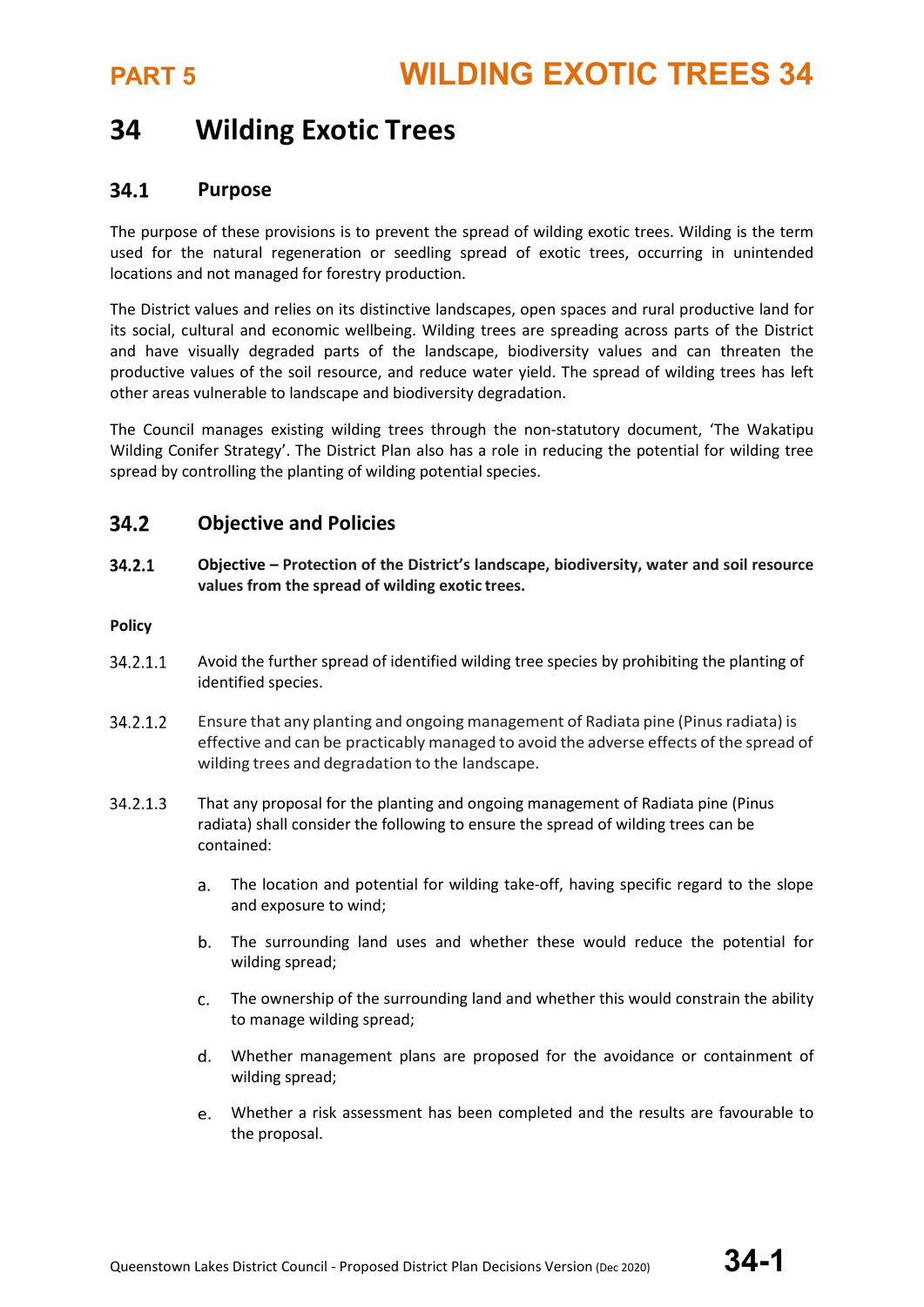# 34 Wilding Exotic Trees

## 34.1 Purpose

The purpose of these provisions is to prevent the spread of wilding exotic trees. Wilding is the term used for the natural regeneration or seedling spread of exotic trees, occurring in unintended locations and not managed for forestry production.

The District values and relies on its distinctive landscapes, open spaces and rural productive land for its social, cultural and economic wellbeing. Wilding trees are spreading across parts of the District and have visually degraded parts of the landscape, biodiversity values and can threaten the productive values of the soil resource, and reduce water yield. The spread of wilding trees has left other areas vulnerable to landscape and biodiversity degradation.

The Council manages existing wilding trees through the non-statutory document, 'The Wakatipu Wilding Conifer Strategy'. The District Plan also has a role in reducing the potential for wilding tree spread by controlling the planting of wilding potential species.

## 34.2 Objective and Policies

**34.2.1 Objective – Protection of the District's landscape, biodiversity, water and soil resource values from the spread of wilding exotic trees.**

**Policy**

34.2.1.1 Avoid the further spread of identified wilding tree species by prohibiting the planting of identified species.

34.2.1.2 Ensure that any planting and ongoing management of Radiata pine (Pinus radiata) is effective and can be practicably managed to avoid the adverse effects of the spread of wilding trees and degradation to the landscape.

34.2.1.3 That any proposal for the planting and ongoing management of Radiata pine (Pinus radiata) shall consider the following to ensure the spread of wilding trees can be contained:

a. The location and potential for wilding take-off, having specific regard to the slope and exposure to wind;

b. The surrounding land uses and whether these would reduce the potential for wilding spread;

c. The ownership of the surrounding land and whether this would constrain the ability to manage wilding spread;

d. Whether management plans are proposed for the avoidance or containment of wilding spread;

e. Whether a risk assessment has been completed and the results are favourable to the proposal.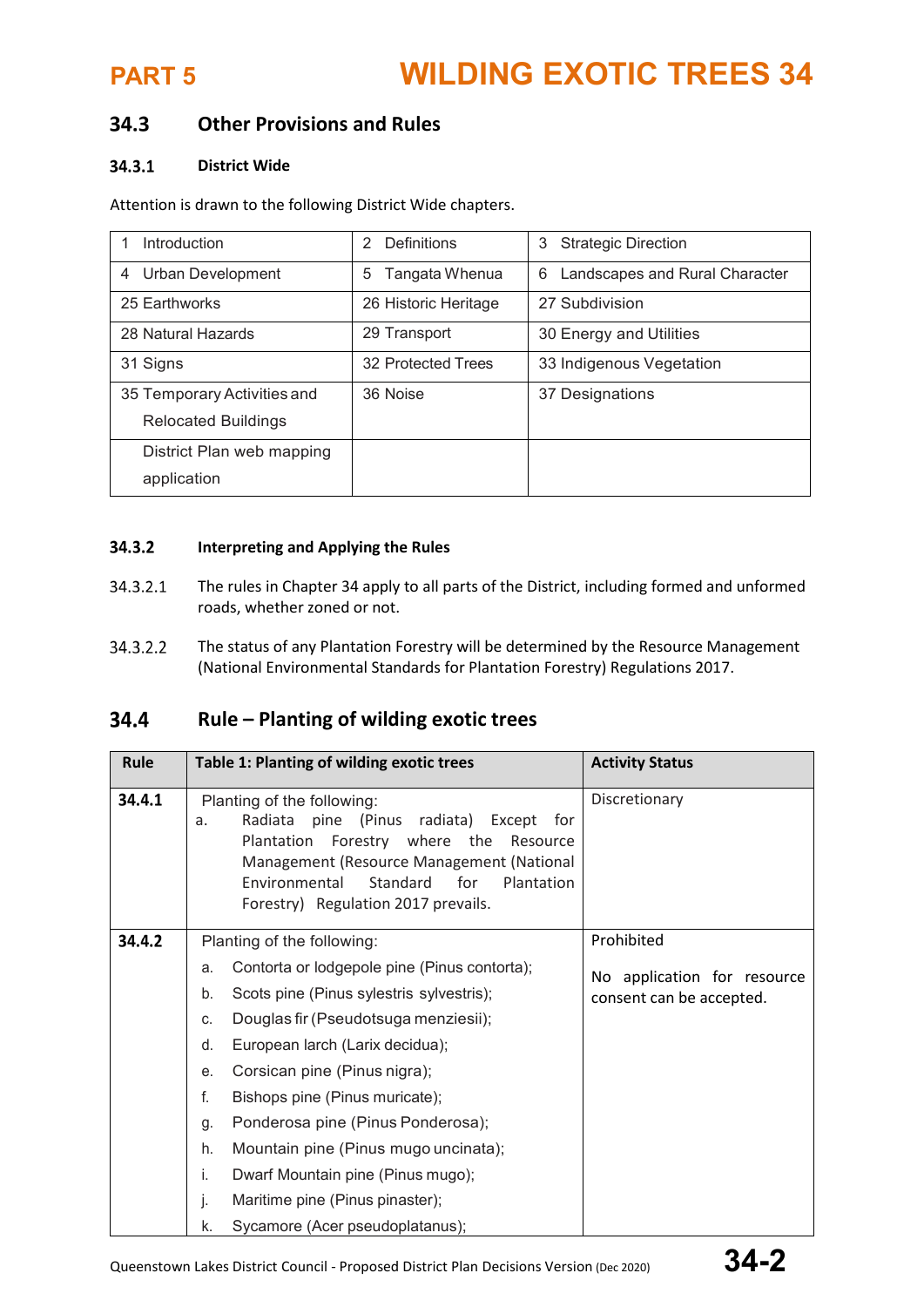## 34.3 Other Provisions and Rules

### 34.3.1 District Wide

Attention is drawn to the following District Wide chapters.

| | | |
|---|---|---|
| 1 Introduction | 2 Definitions | 3 Strategic Direction |
| 4 Urban Development | 5 Tangata Whenua | 6 Landscapes and Rural Character |
| 25 Earthworks | 26 Historic Heritage | 27 Subdivision |
| 28 Natural Hazards | 29 Transport | 30 Energy and Utilities |
| 31 Signs | 32 Protected Trees | 33 Indigenous Vegetation |
| 35 Temporary Activities and Relocated Buildings | 36 Noise | 37 Designations |
| District Plan web mapping application | | |

### 34.3.2 Interpreting and Applying the Rules

34.3.2.1 The rules in Chapter 34 apply to all parts of the District, including formed and unformed roads, whether zoned or not.

34.3.2.2 The status of any Plantation Forestry will be determined by the Resource Management (National Environmental Standards for Plantation Forestry) Regulations 2017.

## 34.4 Rule – Planting of wilding exotic trees

| Rule | Table 1: Planting of wilding exotic trees | Activity Status |
|---|---|---|
| **34.4.1** | Planting of the following:<br>a. Radiata pine (Pinus radiata) Except for Plantation Forestry where the Resource Management (Resource Management (National Environmental Standard for Plantation Forestry) Regulation 2017 prevails. | Discretionary |
| **34.4.2** | Planting of the following:<br>a. Contorta or lodgepole pine (Pinus contorta);<br>b. Scots pine (Pinus sylestris sylvestris);<br>c. Douglas fir (Pseudotsuga menziesii);<br>d. European larch (Larix decidua);<br>e. Corsican pine (Pinus nigra);<br>f. Bishops pine (Pinus muricate);<br>g. Ponderosa pine (Pinus Ponderosa);<br>h. Mountain pine (Pinus mugo uncinata);<br>i. Dwarf Mountain pine (Pinus mugo);<br>j. Maritime pine (Pinus pinaster);<br>k. Sycamore (Acer pseudoplatanus); | Prohibited<br><br>No application for resource consent can be accepted. |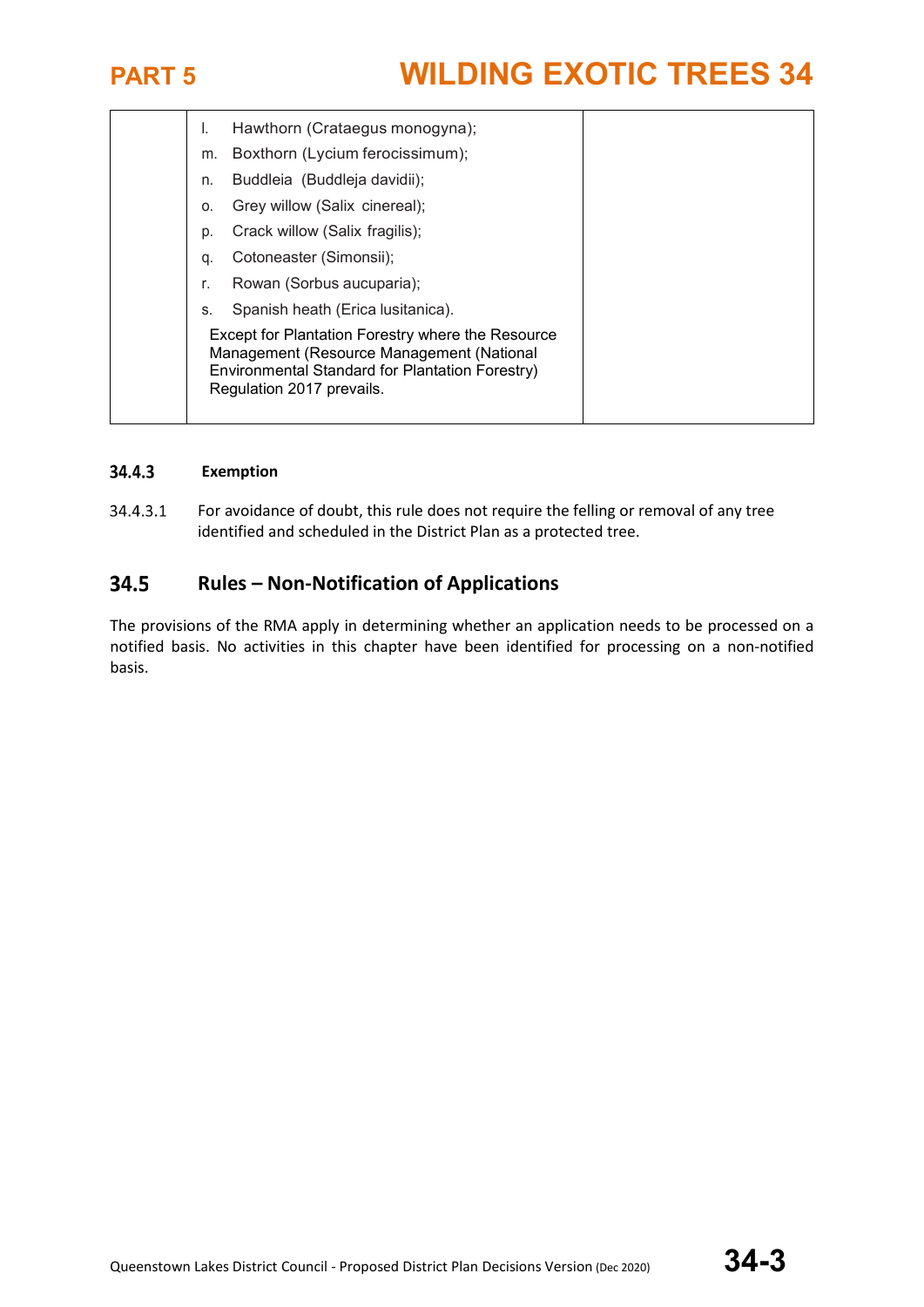| | | |
|---|---|---|
| | l. Hawthorn (Crataegus monogyna);<br>m. Boxthorn (Lycium ferocissimum);<br>n. Buddleia (Buddleja davidii);<br>o. Grey willow (Salix cinereal);<br>p. Crack willow (Salix fragilis);<br>q. Cotoneaster (Simonsii);<br>r. Rowan (Sorbus aucuparia);<br>s. Spanish heath (Erica lusitanica).<br>Except for Plantation Forestry where the Resource Management (Resource Management (National Environmental Standard for Plantation Forestry) Regulation 2017 prevails. | |

### 34.4.3 Exemption

34.4.3.1 For avoidance of doubt, this rule does not require the felling or removal of any tree identified and scheduled in the District Plan as a protected tree.

## 34.5 Rules – Non-Notification of Applications

The provisions of the RMA apply in determining whether an application needs to be processed on a notified basis. No activities in this chapter have been identified for processing on a non-notified basis.